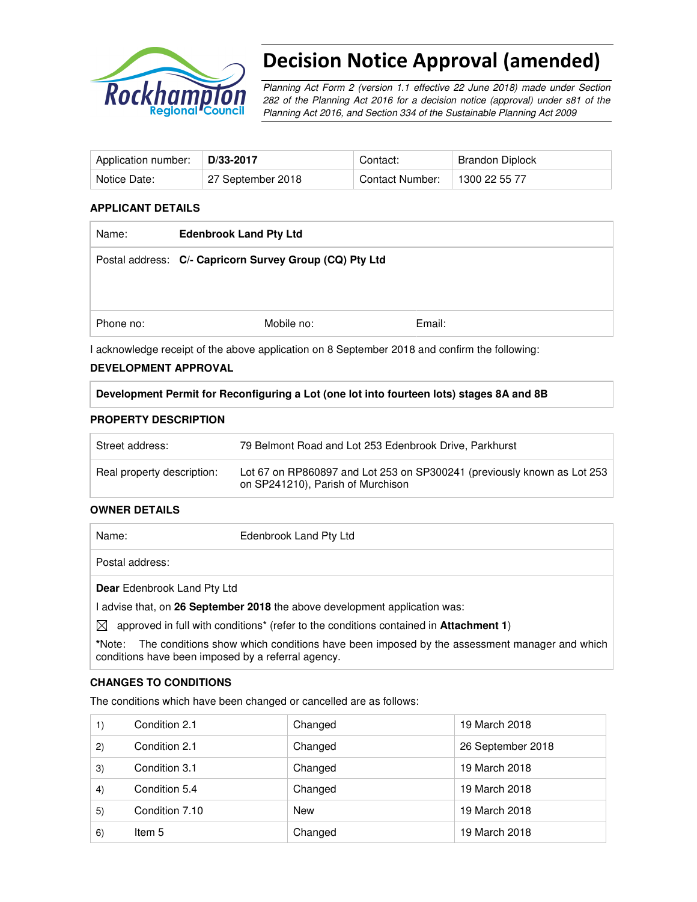# Decision Notice Approval (amended)

*Planning Act Form 2 (version 1.1 effective 22 June 2018) made under Section 282 of the Planning Act 2016 for a decision notice (approval) under s81 of the Planning Act 2016, and Section 334 of the Sustainable Planning Act 2009*

| Application number: | **D/33-2017** | Contact: | Brandon Diplock |
|---|---|---|---|
| Notice Date: | 27 September 2018 | Contact Number: | 1300 22 55 77 |

### APPLICANT DETAILS

| Name: | **Edenbrook Land Pty Ltd** | |
|---|---|---|
| Postal address: | **C/- Capricorn Survey Group (CQ) Pty Ltd** | |
| Phone no: | Mobile no: | Email: |

I acknowledge receipt of the above application on 8 September 2018 and confirm the following:

### DEVELOPMENT APPROVAL

**Development Permit for Reconfiguring a Lot (one lot into fourteen lots) stages 8A and 8B**

### PROPERTY DESCRIPTION

| Street address: | 79 Belmont Road and Lot 253 Edenbrook Drive, Parkhurst |
|---|---|
| Real property description: | Lot 67 on RP860897 and Lot 253 on SP300241 (previously known as Lot 253 on SP241210), Parish of Murchison |

### OWNER DETAILS

| Name: | Edenbrook Land Pty Ltd |
|---|---|
| Postal address: | |

**Dear** Edenbrook Land Pty Ltd

I advise that, on **26 September 2018** the above development application was:

☒ approved in full with conditions* (refer to the conditions contained in **Attachment 1**)

***Note:** The conditions show which conditions have been imposed by the assessment manager and which conditions have been imposed by a referral agency.

### CHANGES TO CONDITIONS

The conditions which have been changed or cancelled are as follows:

| | | | |
|---|---|---|---|
| 1) | Condition 2.1 | Changed | 19 March 2018 |
| 2) | Condition 2.1 | Changed | 26 September 2018 |
| 3) | Condition 3.1 | Changed | 19 March 2018 |
| 4) | Condition 5.4 | Changed | 19 March 2018 |
| 5) | Condition 7.10 | New | 19 March 2018 |
| 6) | Item 5 | Changed | 19 March 2018 |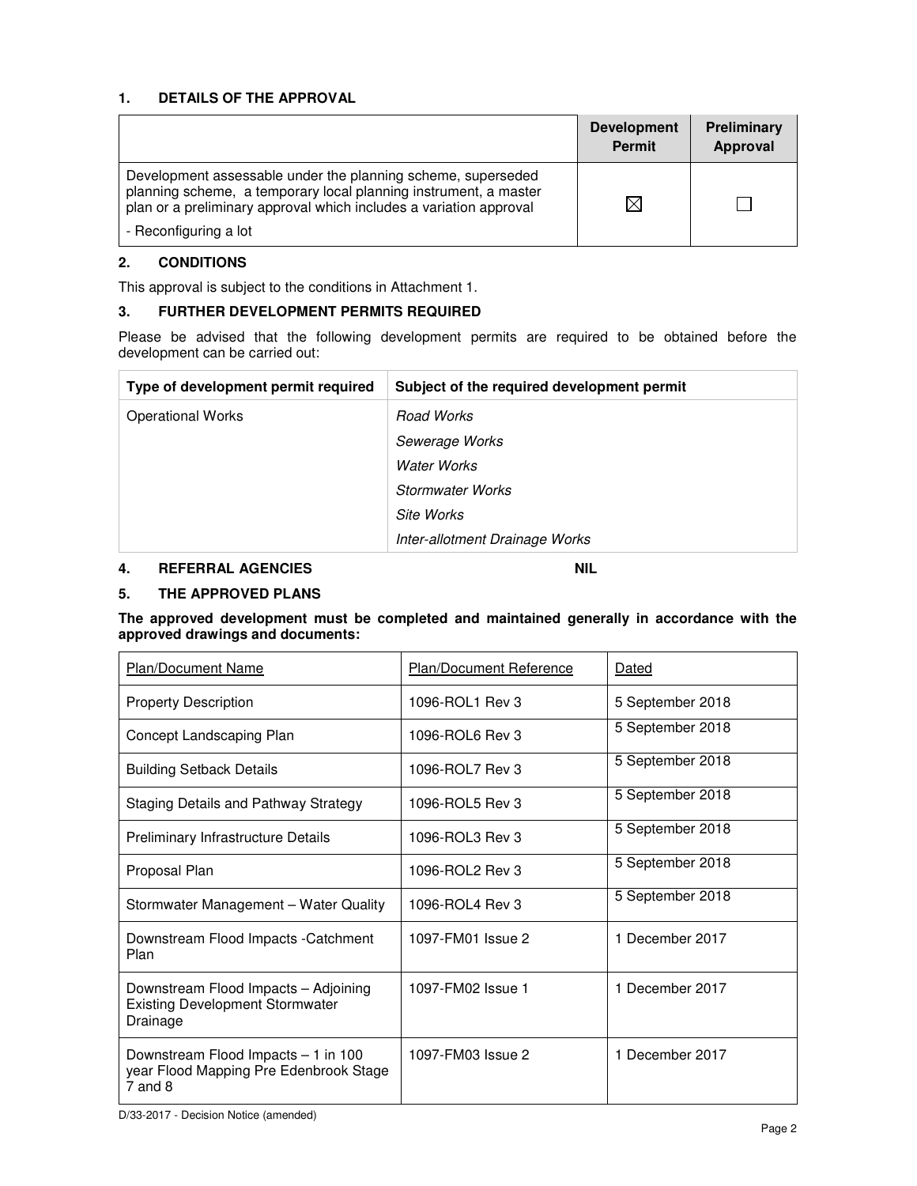## 1. DETAILS OF THE APPROVAL

| | Development Permit | Preliminary Approval |
|---|---|---|
| Development assessable under the planning scheme, superseded planning scheme, a temporary local planning instrument, a master plan or a preliminary approval which includes a variation approval<br>- Reconfiguring a lot | ☒ | ☐ |

## 2. CONDITIONS

This approval is subject to the conditions in Attachment 1.

## 3. FURTHER DEVELOPMENT PERMITS REQUIRED

Please be advised that the following development permits are required to be obtained before the development can be carried out:

| Type of development permit required | Subject of the required development permit |
|---|---|
| Operational Works | *Road Works*<br>*Sewerage Works*<br>*Water Works*<br>*Stormwater Works*<br>*Site Works*<br>*Inter-allotment Drainage Works* |

## 4. REFERRAL AGENCIES NIL

## 5. THE APPROVED PLANS

**The approved development must be completed and maintained generally in accordance with the approved drawings and documents:**

| Plan/Document Name | Plan/Document Reference | Dated |
|---|---|---|
| Property Description | 1096-ROL1 Rev 3 | 5 September 2018 |
| Concept Landscaping Plan | 1096-ROL6 Rev 3 | 5 September 2018 |
| Building Setback Details | 1096-ROL7 Rev 3 | 5 September 2018 |
| Staging Details and Pathway Strategy | 1096-ROL5 Rev 3 | 5 September 2018 |
| Preliminary Infrastructure Details | 1096-ROL3 Rev 3 | 5 September 2018 |
| Proposal Plan | 1096-ROL2 Rev 3 | 5 September 2018 |
| Stormwater Management – Water Quality | 1096-ROL4 Rev 3 | 5 September 2018 |
| Downstream Flood Impacts -Catchment Plan | 1097-FM01 Issue 2 | 1 December 2017 |
| Downstream Flood Impacts – Adjoining Existing Development Stormwater Drainage | 1097-FM02 Issue 1 | 1 December 2017 |
| Downstream Flood Impacts – 1 in 100 year Flood Mapping Pre Edenbrook Stage 7 and 8 | 1097-FM03 Issue 2 | 1 December 2017 |

D/33-2017 - Decision Notice (amended)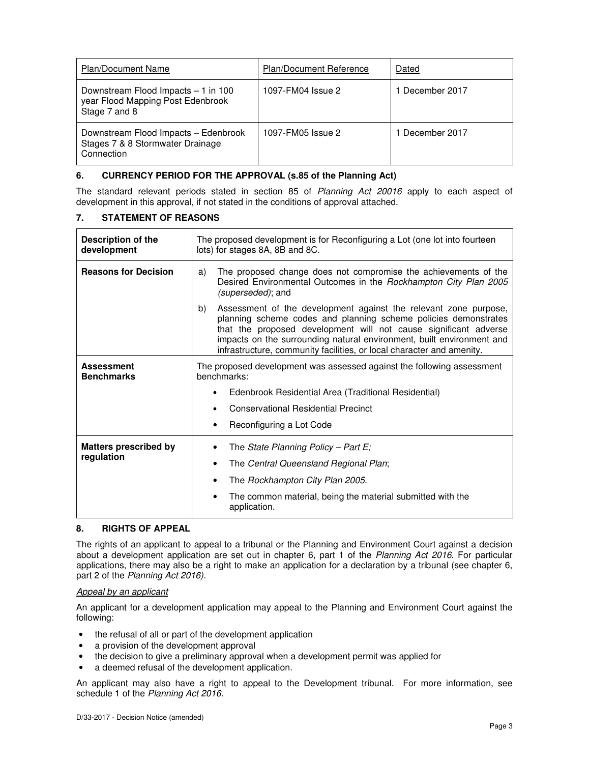| Plan/Document Name | Plan/Document Reference | Dated |
|---|---|---|
| Downstream Flood Impacts – 1 in 100 year Flood Mapping Post Edenbrook Stage 7 and 8 | 1097-FM04 Issue 2 | 1 December 2017 |
| Downstream Flood Impacts – Edenbrook Stages 7 & 8 Stormwater Drainage Connection | 1097-FM05 Issue 2 | 1 December 2017 |

## 6. CURRENCY PERIOD FOR THE APPROVAL (s.85 of the Planning Act)

The standard relevant periods stated in section 85 of *Planning Act 20016* apply to each aspect of development in this approval, if not stated in the conditions of approval attached.

## 7. STATEMENT OF REASONS

| | |
|---|---|
| **Description of the development** | The proposed development is for Reconfiguring a Lot (one lot into fourteen lots) for stages 8A, 8B and 8C. |
| **Reasons for Decision** | a) The proposed change does not compromise the achievements of the Desired Environmental Outcomes in the *Rockhampton City Plan 2005 (superseded)*; and<br>b) Assessment of the development against the relevant zone purpose, planning scheme codes and planning scheme policies demonstrates that the proposed development will not cause significant adverse impacts on the surrounding natural environment, built environment and infrastructure, community facilities, or local character and amenity. |
| **Assessment Benchmarks** | The proposed development was assessed against the following assessment benchmarks:<br>• Edenbrook Residential Area (Traditional Residential)<br>• Conservational Residential Precinct<br>• Reconfiguring a Lot Code |
| **Matters prescribed by regulation** | • The *State Planning Policy – Part E;*<br>• The *Central Queensland Regional Plan*;<br>• The *Rockhampton City Plan 2005.*<br>• The common material, being the material submitted with the application. |

## 8. RIGHTS OF APPEAL

The rights of an applicant to appeal to a tribunal or the Planning and Environment Court against a decision about a development application are set out in chapter 6, part 1 of the *Planning Act 2016*. For particular applications, there may also be a right to make an application for a declaration by a tribunal (see chapter 6, part 2 of the *Planning Act 2016).*

*Appeal by an applicant*

An applicant for a development application may appeal to the Planning and Environment Court against the following:

- the refusal of all or part of the development application
- a provision of the development approval
- the decision to give a preliminary approval when a development permit was applied for
- a deemed refusal of the development application.

An applicant may also have a right to appeal to the Development tribunal. For more information, see schedule 1 of the *Planning Act 2016*.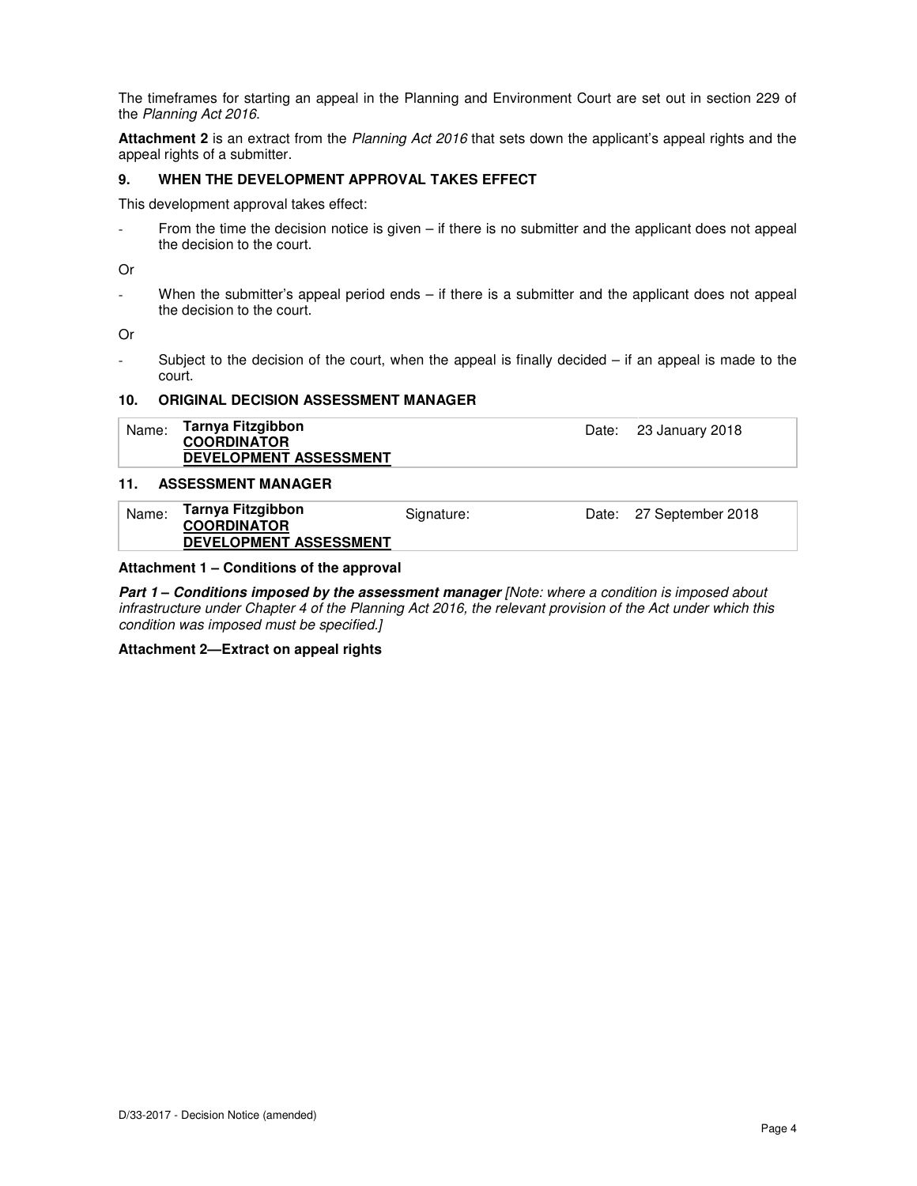The timeframes for starting an appeal in the Planning and Environment Court are set out in section 229 of the *Planning Act 2016*.

**Attachment 2** is an extract from the *Planning Act 2016* that sets down the applicant's appeal rights and the appeal rights of a submitter.

## 9. WHEN THE DEVELOPMENT APPROVAL TAKES EFFECT

This development approval takes effect:

- From the time the decision notice is given – if there is no submitter and the applicant does not appeal the decision to the court.

Or

- When the submitter's appeal period ends – if there is a submitter and the applicant does not appeal the decision to the court.

Or

- Subject to the decision of the court, when the appeal is finally decided – if an appeal is made to the court.

## 10. ORIGINAL DECISION ASSESSMENT MANAGER

| Name: | **Tarnya Fitzgibbon**<br>**COORDINATOR**<br>**DEVELOPMENT ASSESSMENT** | Date: | 23 January 2018 |
|---|---|---|---|

## 11. ASSESSMENT MANAGER

| Name: | **Tarnya Fitzgibbon**<br>**COORDINATOR**<br>**DEVELOPMENT ASSESSMENT** | Signature: | Date: | 27 September 2018 |
|---|---|---|---|---|

**Attachment 1 – Conditions of the approval**

***Part 1 – Conditions imposed by the assessment manager*** *[Note: where a condition is imposed about infrastructure under Chapter 4 of the Planning Act 2016, the relevant provision of the Act under which this condition was imposed must be specified.]*

**Attachment 2—Extract on appeal rights**

D/33-2017 - Decision Notice (amended)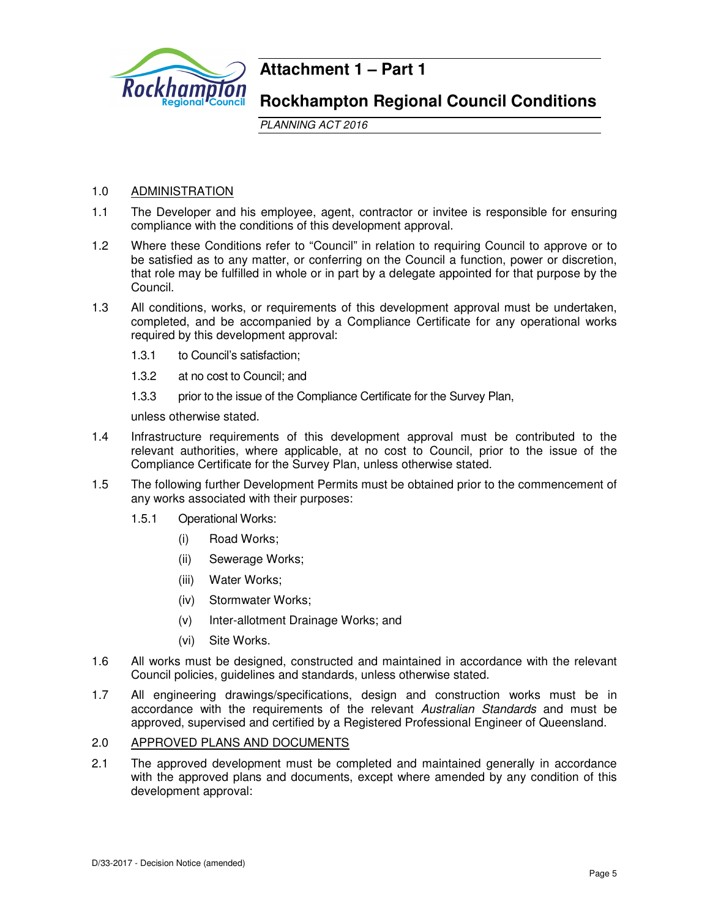# Attachment 1 – Part 1

## Rockhampton Regional Council Conditions

*PLANNING ACT 2016*

1.0 ADMINISTRATION

1.1 The Developer and his employee, agent, contractor or invitee is responsible for ensuring compliance with the conditions of this development approval.

1.2 Where these Conditions refer to "Council" in relation to requiring Council to approve or to be satisfied as to any matter, or conferring on the Council a function, power or discretion, that role may be fulfilled in whole or in part by a delegate appointed for that purpose by the Council.

1.3 All conditions, works, or requirements of this development approval must be undertaken, completed, and be accompanied by a Compliance Certificate for any operational works required by this development approval:

- 1.3.1 to Council's satisfaction;
- 1.3.2 at no cost to Council; and
- 1.3.3 prior to the issue of the Compliance Certificate for the Survey Plan,

unless otherwise stated.

1.4 Infrastructure requirements of this development approval must be contributed to the relevant authorities, where applicable, at no cost to Council, prior to the issue of the Compliance Certificate for the Survey Plan, unless otherwise stated.

1.5 The following further Development Permits must be obtained prior to the commencement of any works associated with their purposes:

- 1.5.1 Operational Works:
  - (i) Road Works;
  - (ii) Sewerage Works;
  - (iii) Water Works;
  - (iv) Stormwater Works;
  - (v) Inter-allotment Drainage Works; and
  - (vi) Site Works.

1.6 All works must be designed, constructed and maintained in accordance with the relevant Council policies, guidelines and standards, unless otherwise stated.

1.7 All engineering drawings/specifications, design and construction works must be in accordance with the requirements of the relevant *Australian Standards* and must be approved, supervised and certified by a Registered Professional Engineer of Queensland.

2.0 APPROVED PLANS AND DOCUMENTS

2.1 The approved development must be completed and maintained generally in accordance with the approved plans and documents, except where amended by any condition of this development approval: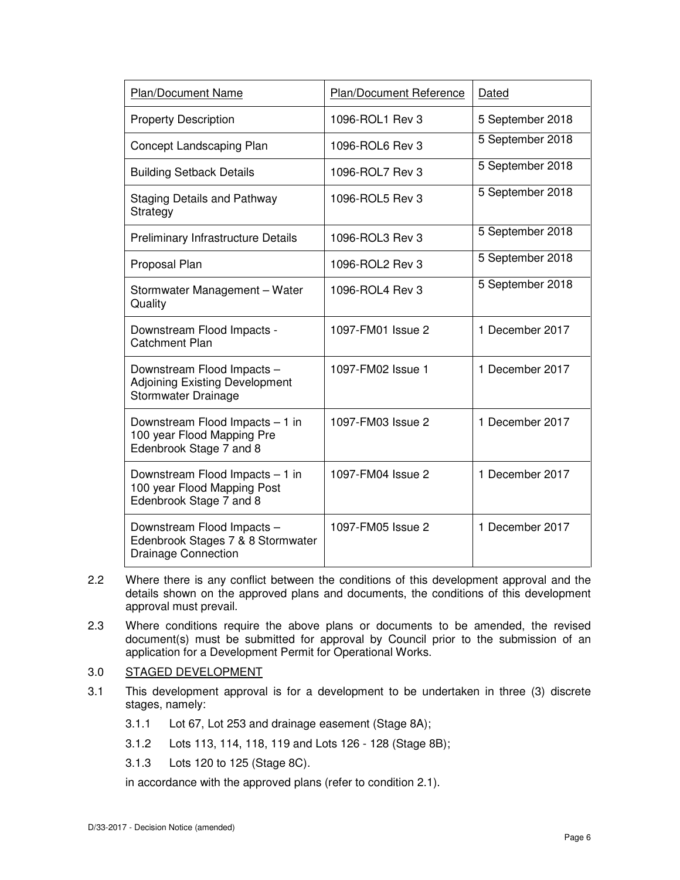| Plan/Document Name | Plan/Document Reference | Dated |
| --- | --- | --- |
| Property Description | 1096-ROL1 Rev 3 | 5 September 2018 |
| Concept Landscaping Plan | 1096-ROL6 Rev 3 | 5 September 2018 |
| Building Setback Details | 1096-ROL7 Rev 3 | 5 September 2018 |
| Staging Details and Pathway Strategy | 1096-ROL5 Rev 3 | 5 September 2018 |
| Preliminary Infrastructure Details | 1096-ROL3 Rev 3 | 5 September 2018 |
| Proposal Plan | 1096-ROL2 Rev 3 | 5 September 2018 |
| Stormwater Management – Water Quality | 1096-ROL4 Rev 3 | 5 September 2018 |
| Downstream Flood Impacts - Catchment Plan | 1097-FM01 Issue 2 | 1 December 2017 |
| Downstream Flood Impacts – Adjoining Existing Development Stormwater Drainage | 1097-FM02 Issue 1 | 1 December 2017 |
| Downstream Flood Impacts – 1 in 100 year Flood Mapping Pre Edenbrook Stage 7 and 8 | 1097-FM03 Issue 2 | 1 December 2017 |
| Downstream Flood Impacts – 1 in 100 year Flood Mapping Post Edenbrook Stage 7 and 8 | 1097-FM04 Issue 2 | 1 December 2017 |
| Downstream Flood Impacts – Edenbrook Stages 7 & 8 Stormwater Drainage Connection | 1097-FM05 Issue 2 | 1 December 2017 |

2.2 Where there is any conflict between the conditions of this development approval and the details shown on the approved plans and documents, the conditions of this development approval must prevail.

2.3 Where conditions require the above plans or documents to be amended, the revised document(s) must be submitted for approval by Council prior to the submission of an application for a Development Permit for Operational Works.

3.0 STAGED DEVELOPMENT

3.1 This development approval is for a development to be undertaken in three (3) discrete stages, namely:

3.1.1 Lot 67, Lot 253 and drainage easement (Stage 8A);

3.1.2 Lots 113, 114, 118, 119 and Lots 126 - 128 (Stage 8B);

3.1.3 Lots 120 to 125 (Stage 8C).

in accordance with the approved plans (refer to condition 2.1).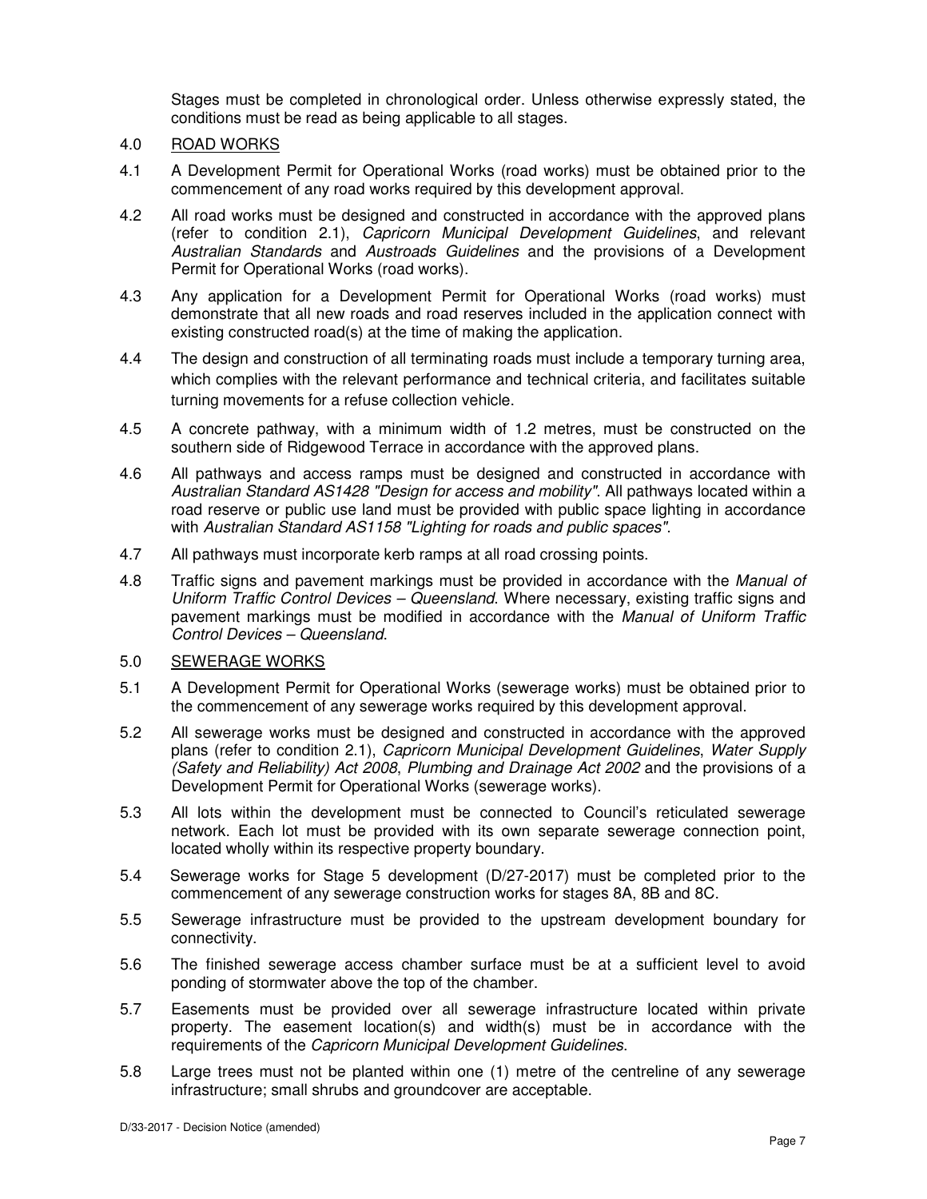Stages must be completed in chronological order. Unless otherwise expressly stated, the conditions must be read as being applicable to all stages.

4.0 ROAD WORKS

4.1 A Development Permit for Operational Works (road works) must be obtained prior to the commencement of any road works required by this development approval.

4.2 All road works must be designed and constructed in accordance with the approved plans (refer to condition 2.1), *Capricorn Municipal Development Guidelines*, and relevant *Australian Standards* and *Austroads Guidelines* and the provisions of a Development Permit for Operational Works (road works).

4.3 Any application for a Development Permit for Operational Works (road works) must demonstrate that all new roads and road reserves included in the application connect with existing constructed road(s) at the time of making the application.

4.4 The design and construction of all terminating roads must include a temporary turning area, which complies with the relevant performance and technical criteria, and facilitates suitable turning movements for a refuse collection vehicle.

4.5 A concrete pathway, with a minimum width of 1.2 metres, must be constructed on the southern side of Ridgewood Terrace in accordance with the approved plans.

4.6 All pathways and access ramps must be designed and constructed in accordance with *Australian Standard AS1428 "Design for access and mobility"*. All pathways located within a road reserve or public use land must be provided with public space lighting in accordance with *Australian Standard AS1158 "Lighting for roads and public spaces"*.

4.7 All pathways must incorporate kerb ramps at all road crossing points.

4.8 Traffic signs and pavement markings must be provided in accordance with the *Manual of Uniform Traffic Control Devices – Queensland*. Where necessary, existing traffic signs and pavement markings must be modified in accordance with the *Manual of Uniform Traffic Control Devices – Queensland*.

5.0 SEWERAGE WORKS

5.1 A Development Permit for Operational Works (sewerage works) must be obtained prior to the commencement of any sewerage works required by this development approval.

5.2 All sewerage works must be designed and constructed in accordance with the approved plans (refer to condition 2.1), *Capricorn Municipal Development Guidelines*, *Water Supply (Safety and Reliability) Act 2008*, *Plumbing and Drainage Act 2002* and the provisions of a Development Permit for Operational Works (sewerage works).

5.3 All lots within the development must be connected to Council's reticulated sewerage network. Each lot must be provided with its own separate sewerage connection point, located wholly within its respective property boundary.

5.4 Sewerage works for Stage 5 development (D/27-2017) must be completed prior to the commencement of any sewerage construction works for stages 8A, 8B and 8C.

5.5 Sewerage infrastructure must be provided to the upstream development boundary for connectivity.

5.6 The finished sewerage access chamber surface must be at a sufficient level to avoid ponding of stormwater above the top of the chamber.

5.7 Easements must be provided over all sewerage infrastructure located within private property. The easement location(s) and width(s) must be in accordance with the requirements of the *Capricorn Municipal Development Guidelines*.

5.8 Large trees must not be planted within one (1) metre of the centreline of any sewerage infrastructure; small shrubs and groundcover are acceptable.

D/33-2017 - Decision Notice (amended)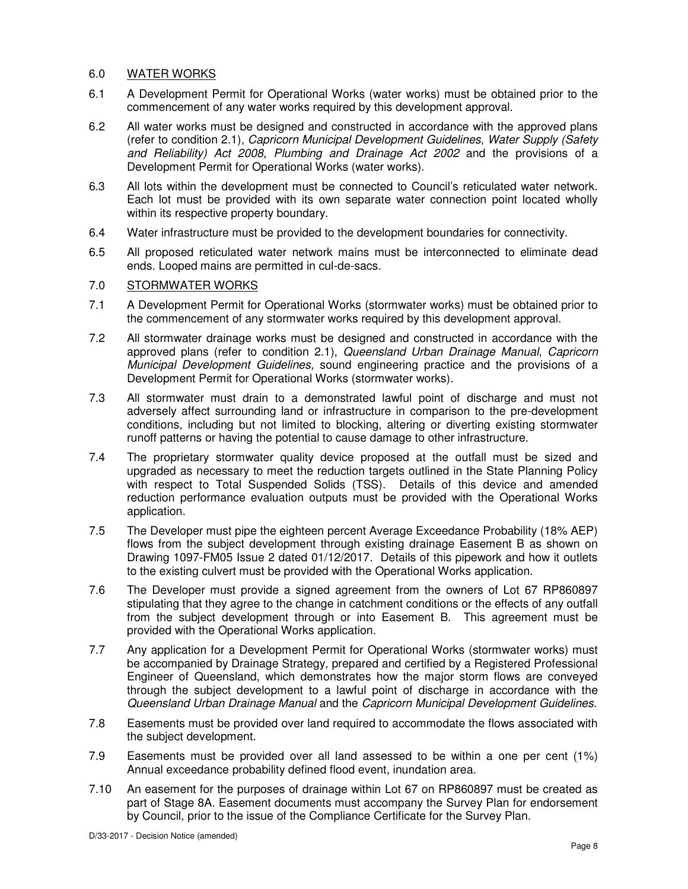## 6.0 WATER WORKS

6.1 A Development Permit for Operational Works (water works) must be obtained prior to the commencement of any water works required by this development approval.

6.2 All water works must be designed and constructed in accordance with the approved plans (refer to condition 2.1), *Capricorn Municipal Development Guidelines*, *Water Supply (Safety and Reliability) Act 2008*, *Plumbing and Drainage Act 2002* and the provisions of a Development Permit for Operational Works (water works).

6.3 All lots within the development must be connected to Council's reticulated water network. Each lot must be provided with its own separate water connection point located wholly within its respective property boundary.

6.4 Water infrastructure must be provided to the development boundaries for connectivity.

6.5 All proposed reticulated water network mains must be interconnected to eliminate dead ends. Looped mains are permitted in cul-de-sacs.

## 7.0 STORMWATER WORKS

7.1 A Development Permit for Operational Works (stormwater works) must be obtained prior to the commencement of any stormwater works required by this development approval.

7.2 All stormwater drainage works must be designed and constructed in accordance with the approved plans (refer to condition 2.1), *Queensland Urban Drainage Manual*, *Capricorn Municipal Development Guidelines*, sound engineering practice and the provisions of a Development Permit for Operational Works (stormwater works).

7.3 All stormwater must drain to a demonstrated lawful point of discharge and must not adversely affect surrounding land or infrastructure in comparison to the pre-development conditions, including but not limited to blocking, altering or diverting existing stormwater runoff patterns or having the potential to cause damage to other infrastructure.

7.4 The proprietary stormwater quality device proposed at the outfall must be sized and upgraded as necessary to meet the reduction targets outlined in the State Planning Policy with respect to Total Suspended Solids (TSS). Details of this device and amended reduction performance evaluation outputs must be provided with the Operational Works application.

7.5 The Developer must pipe the eighteen percent Average Exceedance Probability (18% AEP) flows from the subject development through existing drainage Easement B as shown on Drawing 1097-FM05 Issue 2 dated 01/12/2017. Details of this pipework and how it outlets to the existing culvert must be provided with the Operational Works application.

7.6 The Developer must provide a signed agreement from the owners of Lot 67 RP860897 stipulating that they agree to the change in catchment conditions or the effects of any outfall from the subject development through or into Easement B. This agreement must be provided with the Operational Works application.

7.7 Any application for a Development Permit for Operational Works (stormwater works) must be accompanied by Drainage Strategy, prepared and certified by a Registered Professional Engineer of Queensland, which demonstrates how the major storm flows are conveyed through the subject development to a lawful point of discharge in accordance with the *Queensland Urban Drainage Manual* and the *Capricorn Municipal Development Guidelines.*

7.8 Easements must be provided over land required to accommodate the flows associated with the subject development.

7.9 Easements must be provided over all land assessed to be within a one per cent (1%) Annual exceedance probability defined flood event, inundation area.

7.10 An easement for the purposes of drainage within Lot 67 on RP860897 must be created as part of Stage 8A. Easement documents must accompany the Survey Plan for endorsement by Council, prior to the issue of the Compliance Certificate for the Survey Plan.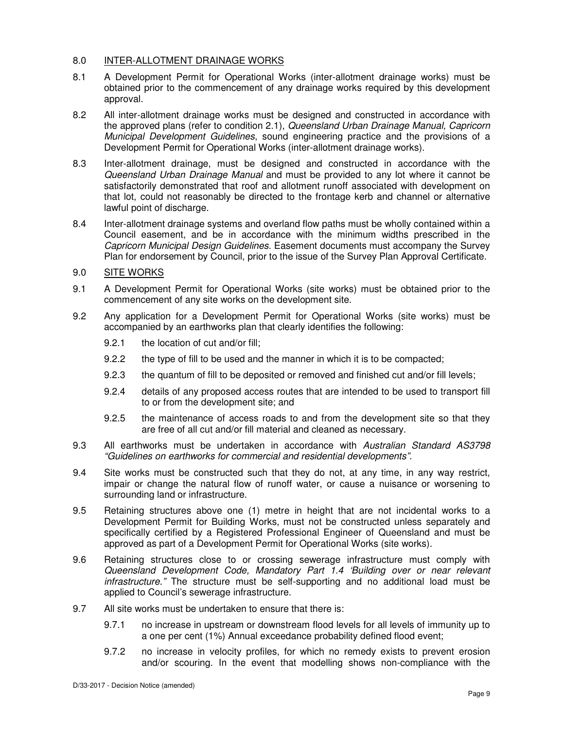## 8.0 INTER-ALLOTMENT DRAINAGE WORKS

8.1 A Development Permit for Operational Works (inter-allotment drainage works) must be obtained prior to the commencement of any drainage works required by this development approval.

8.2 All inter-allotment drainage works must be designed and constructed in accordance with the approved plans (refer to condition 2.1), *Queensland Urban Drainage Manual, Capricorn Municipal Development Guidelines*, sound engineering practice and the provisions of a Development Permit for Operational Works (inter-allotment drainage works).

8.3 Inter-allotment drainage, must be designed and constructed in accordance with the *Queensland Urban Drainage Manual* and must be provided to any lot where it cannot be satisfactorily demonstrated that roof and allotment runoff associated with development on that lot, could not reasonably be directed to the frontage kerb and channel or alternative lawful point of discharge.

8.4 Inter-allotment drainage systems and overland flow paths must be wholly contained within a Council easement, and be in accordance with the minimum widths prescribed in the *Capricorn Municipal Design Guidelines*. Easement documents must accompany the Survey Plan for endorsement by Council, prior to the issue of the Survey Plan Approval Certificate.

## 9.0 SITE WORKS

9.1 A Development Permit for Operational Works (site works) must be obtained prior to the commencement of any site works on the development site.

9.2 Any application for a Development Permit for Operational Works (site works) must be accompanied by an earthworks plan that clearly identifies the following:

- 9.2.1 the location of cut and/or fill;
- 9.2.2 the type of fill to be used and the manner in which it is to be compacted;
- 9.2.3 the quantum of fill to be deposited or removed and finished cut and/or fill levels;
- 9.2.4 details of any proposed access routes that are intended to be used to transport fill to or from the development site; and
- 9.2.5 the maintenance of access roads to and from the development site so that they are free of all cut and/or fill material and cleaned as necessary.

9.3 All earthworks must be undertaken in accordance with *Australian Standard AS3798 "Guidelines on earthworks for commercial and residential developments".*

9.4 Site works must be constructed such that they do not, at any time, in any way restrict, impair or change the natural flow of runoff water, or cause a nuisance or worsening to surrounding land or infrastructure.

9.5 Retaining structures above one (1) metre in height that are not incidental works to a Development Permit for Building Works, must not be constructed unless separately and specifically certified by a Registered Professional Engineer of Queensland and must be approved as part of a Development Permit for Operational Works (site works).

9.6 Retaining structures close to or crossing sewerage infrastructure must comply with *Queensland Development Code, Mandatory Part 1.4 'Building over or near relevant infrastructure."* The structure must be self-supporting and no additional load must be applied to Council's sewerage infrastructure.

9.7 All site works must be undertaken to ensure that there is:

- 9.7.1 no increase in upstream or downstream flood levels for all levels of immunity up to a one per cent (1%) Annual exceedance probability defined flood event;
- 9.7.2 no increase in velocity profiles, for which no remedy exists to prevent erosion and/or scouring. In the event that modelling shows non-compliance with the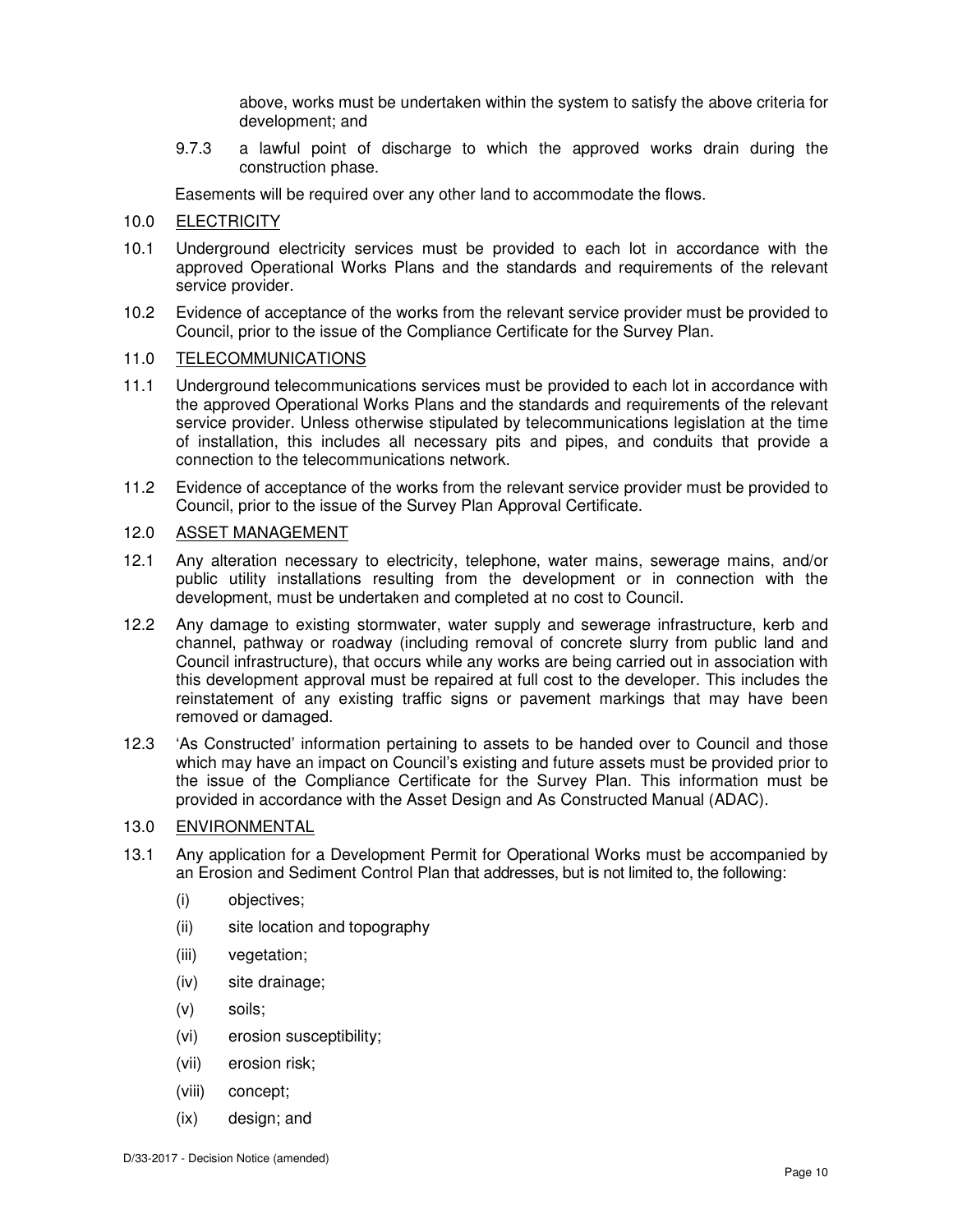above, works must be undertaken within the system to satisfy the above criteria for development; and

9.7.3 a lawful point of discharge to which the approved works drain during the construction phase.

Easements will be required over any other land to accommodate the flows.

10.0 ELECTRICITY

10.1 Underground electricity services must be provided to each lot in accordance with the approved Operational Works Plans and the standards and requirements of the relevant service provider.

10.2 Evidence of acceptance of the works from the relevant service provider must be provided to Council, prior to the issue of the Compliance Certificate for the Survey Plan.

11.0 TELECOMMUNICATIONS

11.1 Underground telecommunications services must be provided to each lot in accordance with the approved Operational Works Plans and the standards and requirements of the relevant service provider. Unless otherwise stipulated by telecommunications legislation at the time of installation, this includes all necessary pits and pipes, and conduits that provide a connection to the telecommunications network.

11.2 Evidence of acceptance of the works from the relevant service provider must be provided to Council, prior to the issue of the Survey Plan Approval Certificate.

12.0 ASSET MANAGEMENT

12.1 Any alteration necessary to electricity, telephone, water mains, sewerage mains, and/or public utility installations resulting from the development or in connection with the development, must be undertaken and completed at no cost to Council.

12.2 Any damage to existing stormwater, water supply and sewerage infrastructure, kerb and channel, pathway or roadway (including removal of concrete slurry from public land and Council infrastructure), that occurs while any works are being carried out in association with this development approval must be repaired at full cost to the developer. This includes the reinstatement of any existing traffic signs or pavement markings that may have been removed or damaged.

12.3 'As Constructed' information pertaining to assets to be handed over to Council and those which may have an impact on Council's existing and future assets must be provided prior to the issue of the Compliance Certificate for the Survey Plan. This information must be provided in accordance with the Asset Design and As Constructed Manual (ADAC).

13.0 ENVIRONMENTAL

13.1 Any application for a Development Permit for Operational Works must be accompanied by an Erosion and Sediment Control Plan that addresses, but is not limited to, the following:

(i) objectives;

(ii) site location and topography

(iii) vegetation;

(iv) site drainage;

(v) soils;

(vi) erosion susceptibility;

(vii) erosion risk;

(viii) concept;

(ix) design; and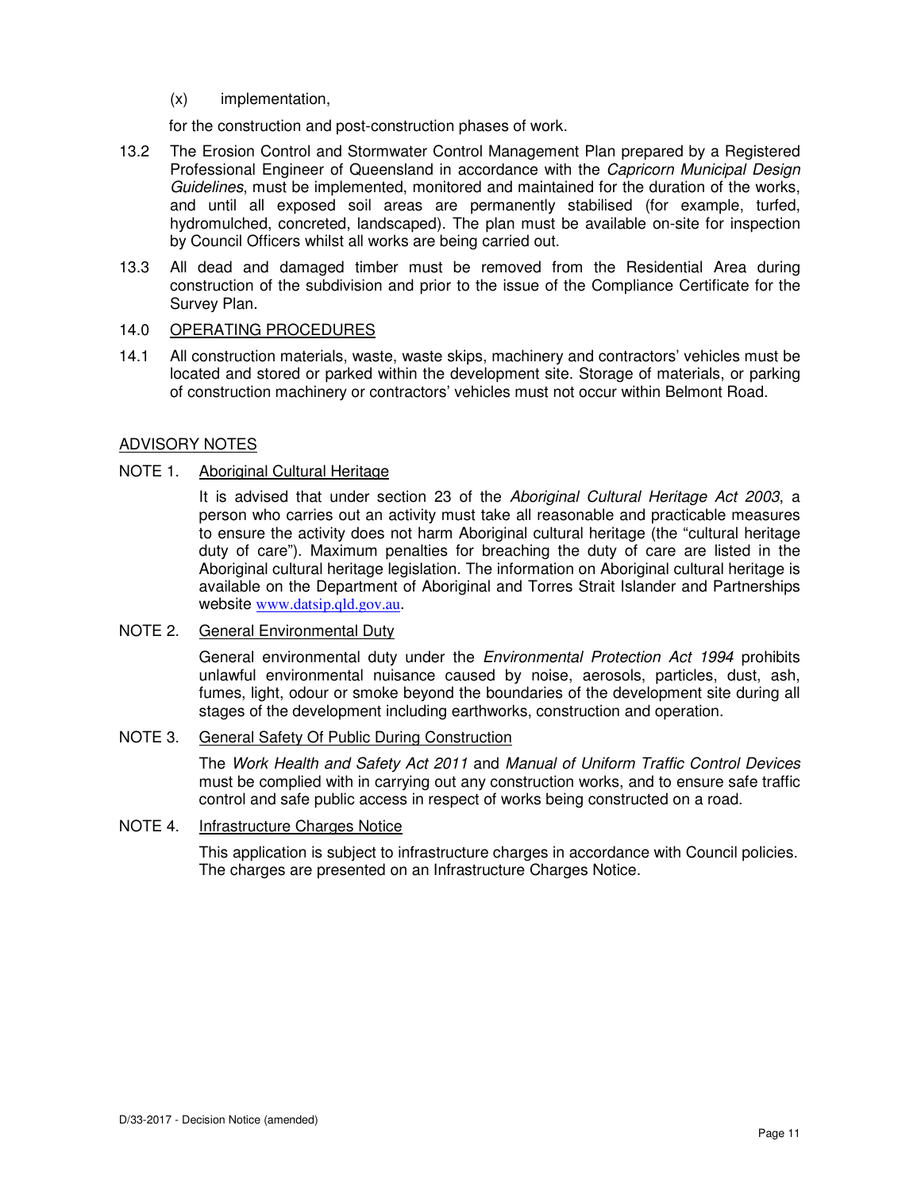(x) implementation,

for the construction and post-construction phases of work.

13.2 The Erosion Control and Stormwater Control Management Plan prepared by a Registered Professional Engineer of Queensland in accordance with the *Capricorn Municipal Design Guidelines*, must be implemented, monitored and maintained for the duration of the works, and until all exposed soil areas are permanently stabilised (for example, turfed, hydromulched, concreted, landscaped). The plan must be available on-site for inspection by Council Officers whilst all works are being carried out.

13.3 All dead and damaged timber must be removed from the Residential Area during construction of the subdivision and prior to the issue of the Compliance Certificate for the Survey Plan.

14.0 <u>OPERATING PROCEDURES</u>

14.1 All construction materials, waste, waste skips, machinery and contractors' vehicles must be located and stored or parked within the development site. Storage of materials, or parking of construction machinery or contractors' vehicles must not occur within Belmont Road.

<u>ADVISORY NOTES</u>

NOTE 1. <u>Aboriginal Cultural Heritage</u>

It is advised that under section 23 of the *Aboriginal Cultural Heritage Act 2003*, a person who carries out an activity must take all reasonable and practicable measures to ensure the activity does not harm Aboriginal cultural heritage (the "cultural heritage duty of care"). Maximum penalties for breaching the duty of care are listed in the Aboriginal cultural heritage legislation. The information on Aboriginal cultural heritage is available on the Department of Aboriginal and Torres Strait Islander and Partnerships website www.datsip.qld.gov.au.

NOTE 2. <u>General Environmental Duty</u>

General environmental duty under the *Environmental Protection Act 1994* prohibits unlawful environmental nuisance caused by noise, aerosols, particles, dust, ash, fumes, light, odour or smoke beyond the boundaries of the development site during all stages of the development including earthworks, construction and operation.

NOTE 3. <u>General Safety Of Public During Construction</u>

The *Work Health and Safety Act 2011* and *Manual of Uniform Traffic Control Devices* must be complied with in carrying out any construction works, and to ensure safe traffic control and safe public access in respect of works being constructed on a road.

NOTE 4. <u>Infrastructure Charges Notice</u>

This application is subject to infrastructure charges in accordance with Council policies. The charges are presented on an Infrastructure Charges Notice.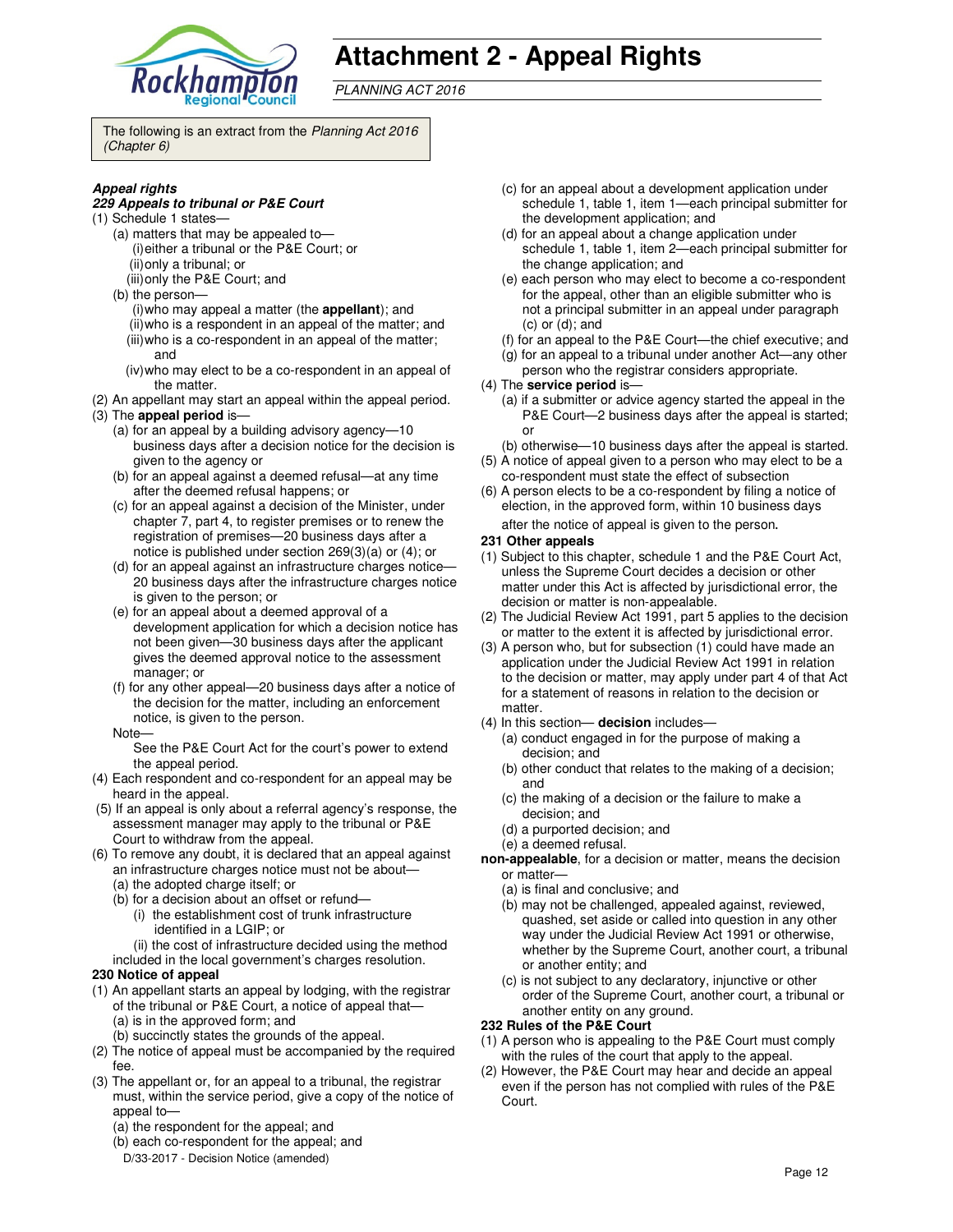# Attachment 2 - Appeal Rights

*PLANNING ACT 2016*

The following is an extract from the *Planning Act 2016 (Chapter 6)*

***Appeal rights***

***229 Appeals to tribunal or P&E Court***

(1) Schedule 1 states—

- (a) matters that may be appealed to—
  - (i) either a tribunal or the P&E Court; or
  - (ii) only a tribunal; or
  - (iii) only the P&E Court; and
- (b) the person—
  - (i) who may appeal a matter (the **appellant**); and
  - (ii) who is a respondent in an appeal of the matter; and
  - (iii) who is a co-respondent in an appeal of the matter; and
  - (iv) who may elect to be a co-respondent in an appeal of the matter.

(2) An appellant may start an appeal within the appeal period.

(3) The **appeal period** is—

- (a) for an appeal by a building advisory agency—10 business days after a decision notice for the decision is given to the agency or
- (b) for an appeal against a deemed refusal—at any time after the deemed refusal happens; or
- (c) for an appeal against a decision of the Minister, under chapter 7, part 4, to register premises or to renew the registration of premises—20 business days after a notice is published under section 269(3)(a) or (4); or
- (d) for an appeal against an infrastructure charges notice—20 business days after the infrastructure charges notice is given to the person; or
- (e) for an appeal about a deemed approval of a development application for which a decision notice has not been given—30 business days after the applicant gives the deemed approval notice to the assessment manager; or
- (f) for any other appeal—20 business days after a notice of the decision for the matter, including an enforcement notice, is given to the person.

Note—

See the P&E Court Act for the court's power to extend the appeal period.

(4) Each respondent and co-respondent for an appeal may be heard in the appeal.

(5) If an appeal is only about a referral agency's response, the assessment manager may apply to the tribunal or P&E Court to withdraw from the appeal.

(6) To remove any doubt, it is declared that an appeal against an infrastructure charges notice must not be about—

- (a) the adopted charge itself; or
- (b) for a decision about an offset or refund—
  - (i) the establishment cost of trunk infrastructure identified in a LGIP; or
  - (ii) the cost of infrastructure decided using the method included in the local government's charges resolution.

**230 Notice of appeal**

(1) An appellant starts an appeal by lodging, with the registrar of the tribunal or P&E Court, a notice of appeal that—

- (a) is in the approved form; and
- (b) succinctly states the grounds of the appeal.

(2) The notice of appeal must be accompanied by the required fee.

(3) The appellant or, for an appeal to a tribunal, the registrar must, within the service period, give a copy of the notice of appeal to—

- (a) the respondent for the appeal; and
- (b) each co-respondent for the appeal; and
- (c) for an appeal about a development application under schedule 1, table 1, item 1—each principal submitter for the development application; and
- (d) for an appeal about a change application under schedule 1, table 1, item 2—each principal submitter for the change application; and
- (e) each person who may elect to become a co-respondent for the appeal, other than an eligible submitter who is not a principal submitter in an appeal under paragraph (c) or (d); and
- (f) for an appeal to the P&E Court—the chief executive; and
- (g) for an appeal to a tribunal under another Act—any other person who the registrar considers appropriate.

(4) The **service period** is—

- (a) if a submitter or advice agency started the appeal in the P&E Court—2 business days after the appeal is started; or
- (b) otherwise—10 business days after the appeal is started.

(5) A notice of appeal given to a person who may elect to be a co-respondent must state the effect of subsection

(6) A person elects to be a co-respondent by filing a notice of election, in the approved form, within 10 business days after the notice of appeal is given to the person.

**231 Other appeals**

(1) Subject to this chapter, schedule 1 and the P&E Court Act, unless the Supreme Court decides a decision or other matter under this Act is affected by jurisdictional error, the decision or matter is non-appealable.

(2) The Judicial Review Act 1991, part 5 applies to the decision or matter to the extent it is affected by jurisdictional error.

(3) A person who, but for subsection (1) could have made an application under the Judicial Review Act 1991 in relation to the decision or matter, may apply under part 4 of that Act for a statement of reasons in relation to the decision or matter.

(4) In this section— **decision** includes—

- (a) conduct engaged in for the purpose of making a decision; and
- (b) other conduct that relates to the making of a decision; and
- (c) the making of a decision or the failure to make a decision; and
- (d) a purported decision; and
- (e) a deemed refusal.

**non-appealable**, for a decision or matter, means the decision or matter—

- (a) is final and conclusive; and
- (b) may not be challenged, appealed against, reviewed, quashed, set aside or called into question in any other way under the Judicial Review Act 1991 or otherwise, whether by the Supreme Court, another court, a tribunal or another entity; and
- (c) is not subject to any declaratory, injunctive or other order of the Supreme Court, another court, a tribunal or another entity on any ground.

**232 Rules of the P&E Court**

(1) A person who is appealing to the P&E Court must comply with the rules of the court that apply to the appeal.

(2) However, the P&E Court may hear and decide an appeal even if the person has not complied with rules of the P&E Court.

D/33-2017 - Decision Notice (amended)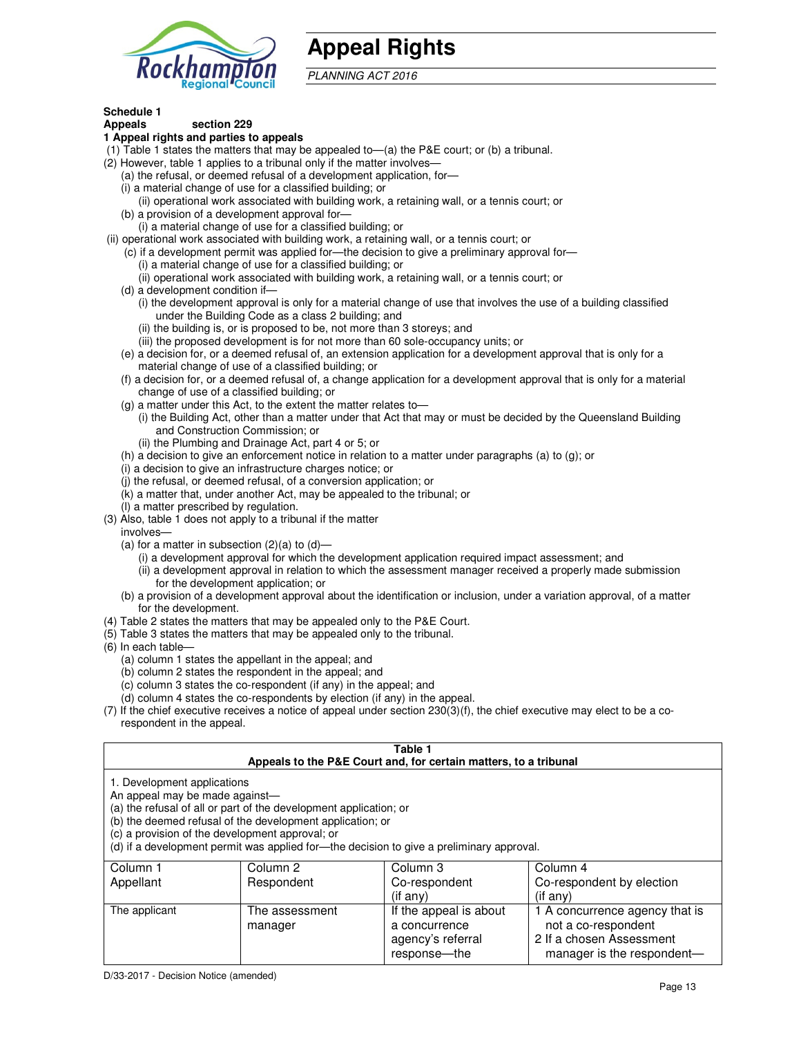# Appeal Rights

*PLANNING ACT 2016*

**Schedule 1**
**Appeals** **section 229**

**1 Appeal rights and parties to appeals**

(1) Table 1 states the matters that may be appealed to—(a) the P&E court; or (b) a tribunal.

(2) However, table 1 applies to a tribunal only if the matter involves—

(a) the refusal, or deemed refusal of a development application, for—

(i) a material change of use for a classified building; or

(ii) operational work associated with building work, a retaining wall, or a tennis court; or

(b) a provision of a development approval for—

(i) a material change of use for a classified building; or

(ii) operational work associated with building work, a retaining wall, or a tennis court; or

(c) if a development permit was applied for—the decision to give a preliminary approval for—

(i) a material change of use for a classified building; or

(ii) operational work associated with building work, a retaining wall, or a tennis court; or

(d) a development condition if—

(i) the development approval is only for a material change of use that involves the use of a building classified under the Building Code as a class 2 building; and

(ii) the building is, or is proposed to be, not more than 3 storeys; and

(iii) the proposed development is for not more than 60 sole-occupancy units; or

(e) a decision for, or a deemed refusal of, an extension application for a development approval that is only for a material change of use of a classified building; or

(f) a decision for, or a deemed refusal of, a change application for a development approval that is only for a material change of use of a classified building; or

(g) a matter under this Act, to the extent the matter relates to—

(i) the Building Act, other than a matter under that Act that may or must be decided by the Queensland Building and Construction Commission; or

(ii) the Plumbing and Drainage Act, part 4 or 5; or

(h) a decision to give an enforcement notice in relation to a matter under paragraphs (a) to (g); or

(i) a decision to give an infrastructure charges notice; or

(j) the refusal, or deemed refusal, of a conversion application; or

(k) a matter that, under another Act, may be appealed to the tribunal; or

(l) a matter prescribed by regulation.

(3) Also, table 1 does not apply to a tribunal if the matter involves—

(a) for a matter in subsection (2)(a) to (d)—

(i) a development approval for which the development application required impact assessment; and

(ii) a development approval in relation to which the assessment manager received a properly made submission for the development application; or

(b) a provision of a development approval about the identification or inclusion, under a variation approval, of a matter for the development.

(4) Table 2 states the matters that may be appealed only to the P&E Court.

(5) Table 3 states the matters that may be appealed only to the tribunal.

(6) In each table—

(a) column 1 states the appellant in the appeal; and

(b) column 2 states the respondent in the appeal; and

(c) column 3 states the co-respondent (if any) in the appeal; and

(d) column 4 states the co-respondents by election (if any) in the appeal.

(7) If the chief executive receives a notice of appeal under section 230(3)(f), the chief executive may elect to be a co-respondent in the appeal.

**Table 1**
**Appeals to the P&E Court and, for certain matters, to a tribunal**

1. Development applications

An appeal may be made against—

(a) the refusal of all or part of the development application; or

(b) the deemed refusal of the development application; or

(c) a provision of the development approval; or

(d) if a development permit was applied for—the decision to give a preliminary approval.

| Column 1 Appellant | Column 2 Respondent | Column 3 Co-respondent (if any) | Column 4 Co-respondent by election (if any) |
|---|---|---|---|
| The applicant | The assessment manager | If the appeal is about a concurrence agency's referral response—the | 1 A concurrence agency that is not a co-respondent<br>2 If a chosen Assessment manager is the respondent— |

D/33-2017 - Decision Notice (amended)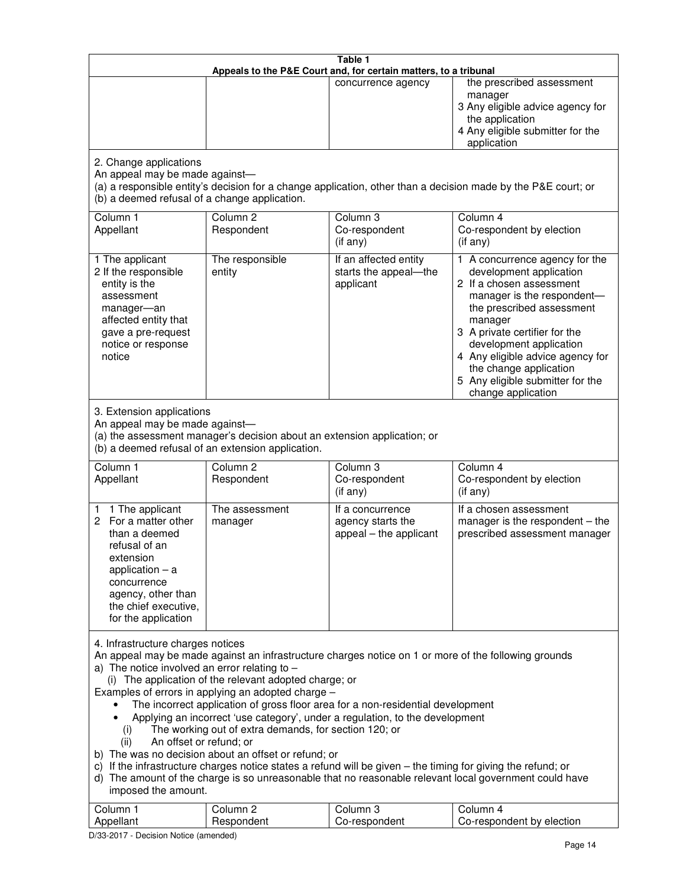**Table 1**
**Appeals to the P&E Court and, for certain matters, to a tribunal**

| | | | |
|---|---|---|---|
| | | concurrence agency | the prescribed assessment manager<br>3 Any eligible advice agency for the application<br>4 Any eligible submitter for the application |

2. Change applications
An appeal may be made against—
(a) a responsible entity's decision for a change application, other than a decision made by the P&E court; or
(b) a deemed refusal of a change application.

| Column 1<br>Appellant | Column 2<br>Respondent | Column 3<br>Co-respondent<br>(if any) | Column 4<br>Co-respondent by election<br>(if any) |
|---|---|---|---|
| 1 The applicant<br>2 If the responsible entity is the assessment manager—an affected entity that gave a pre-request notice or response notice | The responsible entity | If an affected entity starts the appeal—the applicant | 1 A concurrence agency for the development application<br>2 If a chosen assessment manager is the respondent—the prescribed assessment manager<br>3 A private certifier for the development application<br>4 Any eligible advice agency for the change application<br>5 Any eligible submitter for the change application |

3. Extension applications
An appeal may be made against—
(a) the assessment manager's decision about an extension application; or
(b) a deemed refusal of an extension application.

| Column 1<br>Appellant | Column 2<br>Respondent | Column 3<br>Co-respondent<br>(if any) | Column 4<br>Co-respondent by election<br>(if any) |
|---|---|---|---|
| 1 1 The applicant<br>2 For a matter other than a deemed refusal of an extension application – a concurrence agency, other than the chief executive, for the application | The assessment manager | If a concurrence agency starts the appeal – the applicant | If a chosen assessment manager is the respondent – the prescribed assessment manager |

4. Infrastructure charges notices
An appeal may be made against an infrastructure charges notice on 1 or more of the following grounds
a) The notice involved an error relating to –
(i) The application of the relevant adopted charge; or

Examples of errors in applying an adopted charge –
- The incorrect application of gross floor area for a non-residential development
- Applying an incorrect 'use category', under a regulation, to the development

(i) The working out of extra demands, for section 120; or
(ii) An offset or refund; or

b) The was no decision about an offset or refund; or
c) If the infrastructure charges notice states a refund will be given – the timing for giving the refund; or
d) The amount of the charge is so unreasonable that no reasonable relevant local government could have imposed the amount.

| Column 1<br>Appellant | Column 2<br>Respondent | Column 3<br>Co-respondent | Column 4<br>Co-respondent by election |
|---|---|---|---|

D/33-2017 - Decision Notice (amended)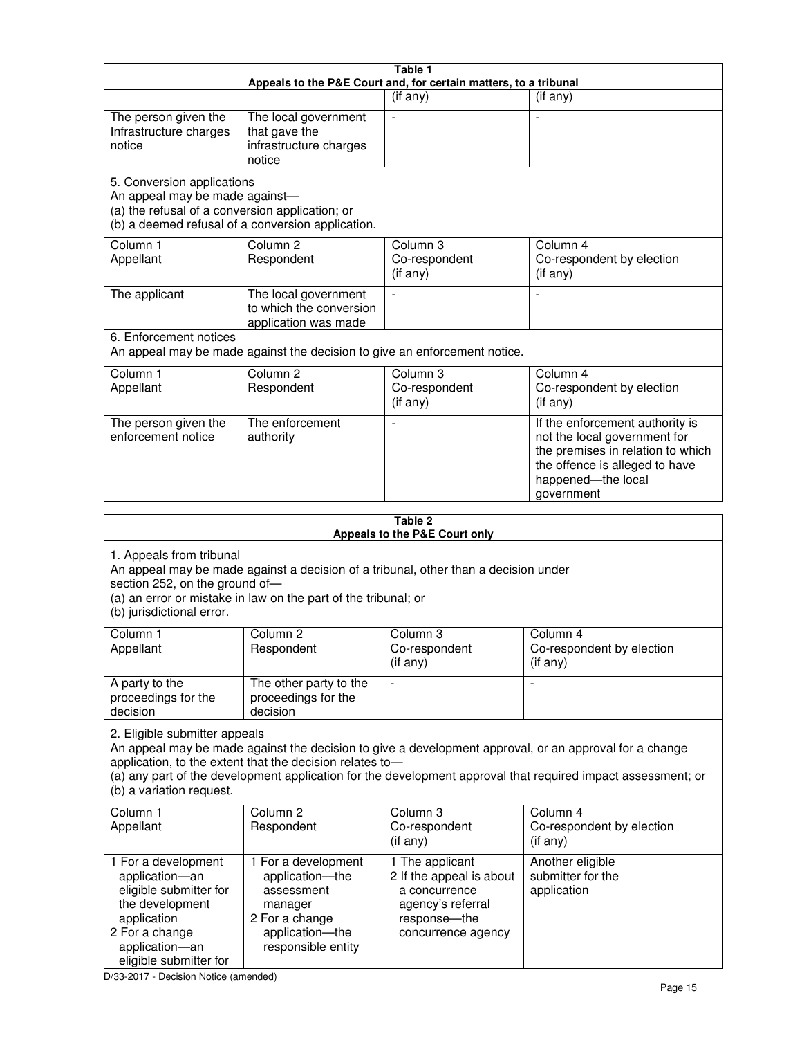**Table 1**
**Appeals to the P&E Court and, for certain matters, to a tribunal**

| | | (if any) | (if any) |
|---|---|---|---|
| The person given the Infrastructure charges notice | The local government that gave the infrastructure charges notice | - | - |

5. Conversion applications
An appeal may be made against—
(a) the refusal of a conversion application; or
(b) a deemed refusal of a conversion application.

| Column 1 Appellant | Column 2 Respondent | Column 3 Co-respondent (if any) | Column 4 Co-respondent by election (if any) |
|---|---|---|---|
| The applicant | The local government to which the conversion application was made | - | - |

6. Enforcement notices
An appeal may be made against the decision to give an enforcement notice.

| Column 1 Appellant | Column 2 Respondent | Column 3 Co-respondent (if any) | Column 4 Co-respondent by election (if any) |
|---|---|---|---|
| The person given the enforcement notice | The enforcement authority | - | If the enforcement authority is not the local government for the premises in relation to which the offence is alleged to have happened—the local government |

**Table 2**
**Appeals to the P&E Court only**

1. Appeals from tribunal
An appeal may be made against a decision of a tribunal, other than a decision under section 252, on the ground of—
(a) an error or mistake in law on the part of the tribunal; or
(b) jurisdictional error.

| Column 1 Appellant | Column 2 Respondent | Column 3 Co-respondent (if any) | Column 4 Co-respondent by election (if any) |
|---|---|---|---|
| A party to the proceedings for the decision | The other party to the proceedings for the decision | - | - |

2. Eligible submitter appeals
An appeal may be made against the decision to give a development approval, or an approval for a change application, to the extent that the decision relates to—
(a) any part of the development application for the development approval that required impact assessment; or
(b) a variation request.

| Column 1 Appellant | Column 2 Respondent | Column 3 Co-respondent (if any) | Column 4 Co-respondent by election (if any) |
|---|---|---|---|
| 1 For a development application—an eligible submitter for the development application<br>2 For a change application—an eligible submitter for | 1 For a development application—the assessment manager<br>2 For a change application—the responsible entity | 1 The applicant<br>2 If the appeal is about a concurrence agency's referral response—the concurrence agency | Another eligible submitter for the application |

D/33-2017 - Decision Notice (amended)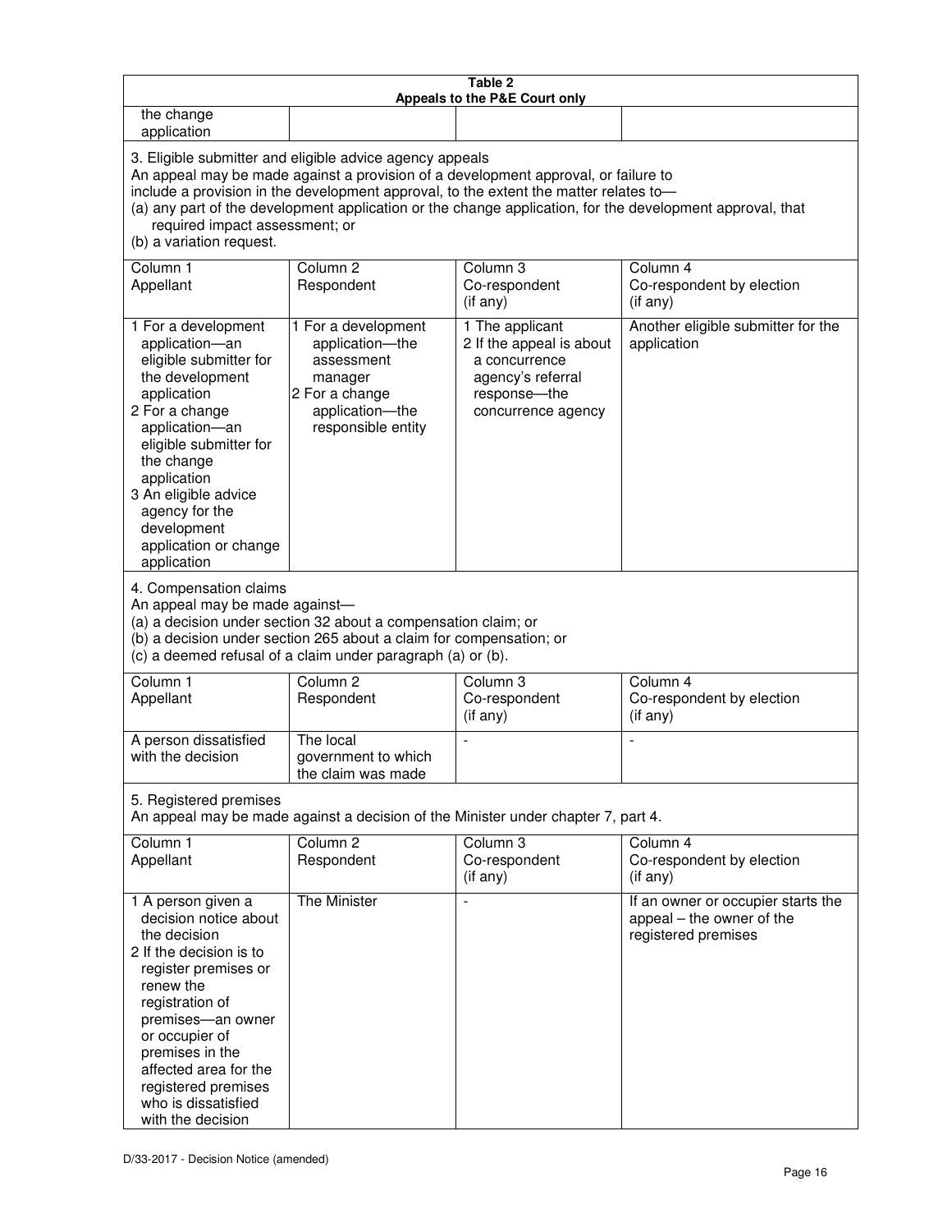**Table 2**
**Appeals to the P&E Court only**

| | | | |
|---|---|---|---|
| the change application | | | |

3. Eligible submitter and eligible advice agency appeals
An appeal may be made against a provision of a development approval, or failure to include a provision in the development approval, to the extent the matter relates to—
(a) any part of the development application or the change application, for the development approval, that required impact assessment; or
(b) a variation request.

| Column 1<br>Appellant | Column 2<br>Respondent | Column 3<br>Co-respondent<br>(if any) | Column 4<br>Co-respondent by election<br>(if any) |
|---|---|---|---|
| 1 For a development application—an eligible submitter for the development application<br>2 For a change application—an eligible submitter for the change application<br>3 An eligible advice agency for the development application or change application | 1 For a development application—the assessment manager<br>2 For a change application—the responsible entity | 1 The applicant<br>2 If the appeal is about a concurrence agency's referral response—the concurrence agency | Another eligible submitter for the application |

4. Compensation claims
An appeal may be made against—
(a) a decision under section 32 about a compensation claim; or
(b) a decision under section 265 about a claim for compensation; or
(c) a deemed refusal of a claim under paragraph (a) or (b).

| Column 1<br>Appellant | Column 2<br>Respondent | Column 3<br>Co-respondent<br>(if any) | Column 4<br>Co-respondent by election<br>(if any) |
|---|---|---|---|
| A person dissatisfied with the decision | The local government to which the claim was made | - | - |

5. Registered premises
An appeal may be made against a decision of the Minister under chapter 7, part 4.

| Column 1<br>Appellant | Column 2<br>Respondent | Column 3<br>Co-respondent<br>(if any) | Column 4<br>Co-respondent by election<br>(if any) |
|---|---|---|---|
| 1 A person given a decision notice about the decision<br>2 If the decision is to register premises or renew the registration of premises—an owner or occupier of premises in the affected area for the registered premises who is dissatisfied with the decision | The Minister | - | If an owner or occupier starts the appeal – the owner of the registered premises |

D/33-2017 - Decision Notice (amended)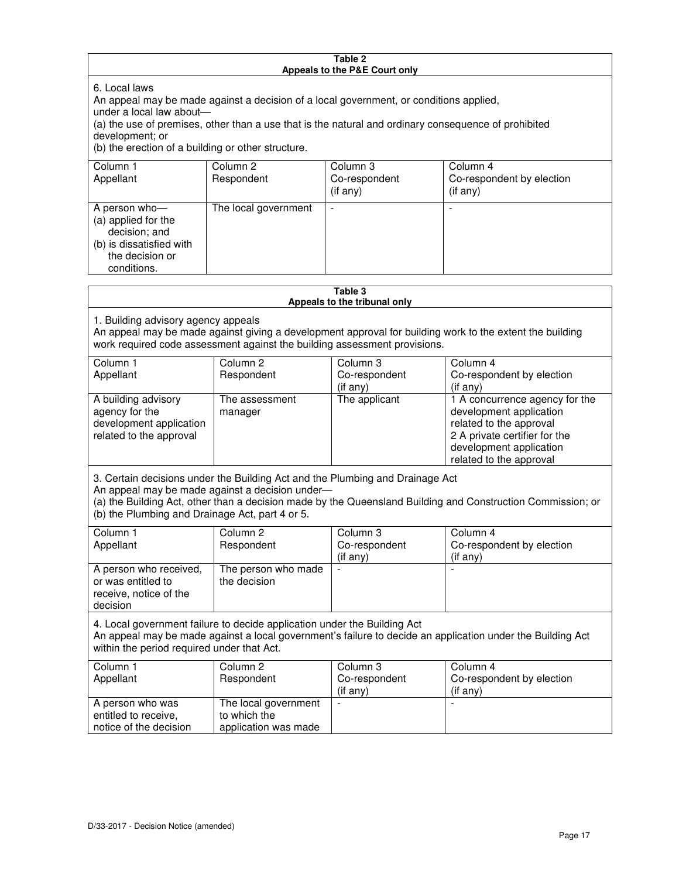**Table 2**
**Appeals to the P&E Court only**

6. Local laws

An appeal may be made against a decision of a local government, or conditions applied, under a local law about—

(a) the use of premises, other than a use that is the natural and ordinary consequence of prohibited development; or

(b) the erection of a building or other structure.

| Column 1<br>Appellant | Column 2<br>Respondent | Column 3<br>Co-respondent<br>(if any) | Column 4<br>Co-respondent by election<br>(if any) |
|---|---|---|---|
| A person who—<br>(a) applied for the decision; and<br>(b) is dissatisfied with the decision or conditions. | The local government | - | - |

**Table 3**
**Appeals to the tribunal only**

1. Building advisory agency appeals

An appeal may be made against giving a development approval for building work to the extent the building work required code assessment against the building assessment provisions.

| Column 1<br>Appellant | Column 2<br>Respondent | Column 3<br>Co-respondent<br>(if any) | Column 4<br>Co-respondent by election<br>(if any) |
|---|---|---|---|
| A building advisory agency for the development application related to the approval | The assessment manager | The applicant | 1 A concurrence agency for the development application related to the approval<br>2 A private certifier for the development application related to the approval |

3. Certain decisions under the Building Act and the Plumbing and Drainage Act

An appeal may be made against a decision under—

(a) the Building Act, other than a decision made by the Queensland Building and Construction Commission; or

(b) the Plumbing and Drainage Act, part 4 or 5.

| Column 1<br>Appellant | Column 2<br>Respondent | Column 3<br>Co-respondent<br>(if any) | Column 4<br>Co-respondent by election<br>(if any) |
|---|---|---|---|
| A person who received, or was entitled to receive, notice of the decision | The person who made the decision | - | - |

4. Local government failure to decide application under the Building Act

An appeal may be made against a local government's failure to decide an application under the Building Act within the period required under that Act.

| Column 1<br>Appellant | Column 2<br>Respondent | Column 3<br>Co-respondent<br>(if any) | Column 4<br>Co-respondent by election<br>(if any) |
|---|---|---|---|
| A person who was entitled to receive, notice of the decision | The local government to which the application was made | - | - |

D/33-2017 - Decision Notice (amended)